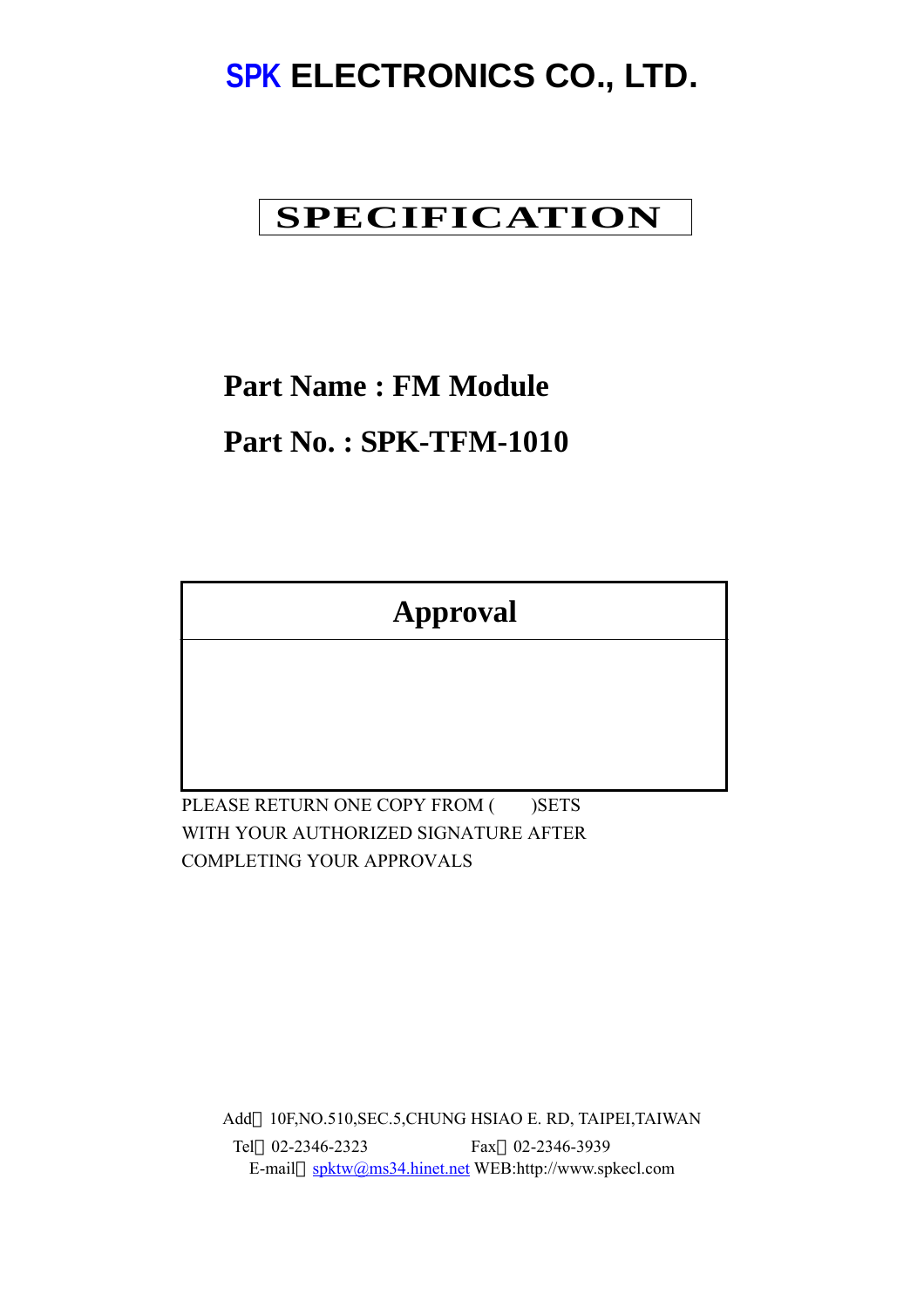# SPK ELECTRONICS CO., LTD.

## SPECIFICATION

**Part Name : FM Module**

**Part No. : SPK-TFM-1010**

| Approval |
| --- |
| |

PLEASE RETURN ONE COPY FROM (      )SETS
WITH YOUR AUTHORIZED SIGNATURE AFTER
COMPLETING YOUR APPROVALS

Add：10F,NO.510,SEC.5,CHUNG HSIAO E. RD, TAIPEI,TAIWAN
Tel：02-2346-2323 Fax：02-2346-3939
E-mail：spktw@ms34.hinet.net WEB:http://www.spkecl.com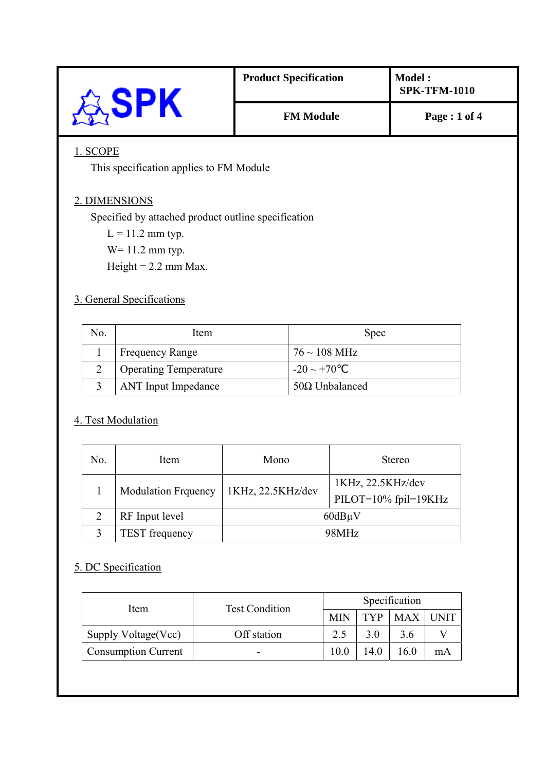| SPK | Product Specification | Model : SPK-TFM-1010 |
|---|---|---|
| | FM Module | |

## 1. SCOPE

This specification applies to FM Module

## 2. DIMENSIONS

Specified by attached product outline specification

L = 11.2 mm typ.

W= 11.2 mm typ.

Height = 2.2 mm Max.

## 3. General Specifications

| No. | Item | Spec |
|---|---|---|
| 1 | Frequency Range | 76 ~ 108 MHz |
| 2 | Operating Temperature | -20 ~ +70℃ |
| 3 | ANT Input Impedance | 50Ω Unbalanced |

## 4. Test Modulation

| No. | Item | Mono | Stereo |
|---|---|---|---|
| 1 | Modulation Frquency | 1KHz, 22.5KHz/dev | 1KHz, 22.5KHz/dev PILOT=10% fpil=19KHz |
| 2 | RF Input level | 60dBμV | |
| 3 | TEST frequency | 98MHz | |

## 5. DC Specification

| Item | Test Condition | Specification | | | |
|---|---|---|---|---|---|
| | | MIN | TYP | MAX | UNIT |
| Supply Voltage(Vcc) | Off station | 2.5 | 3.0 | 3.6 | V |
| Consumption Current | - | 10.0 | 14.0 | 16.0 | mA |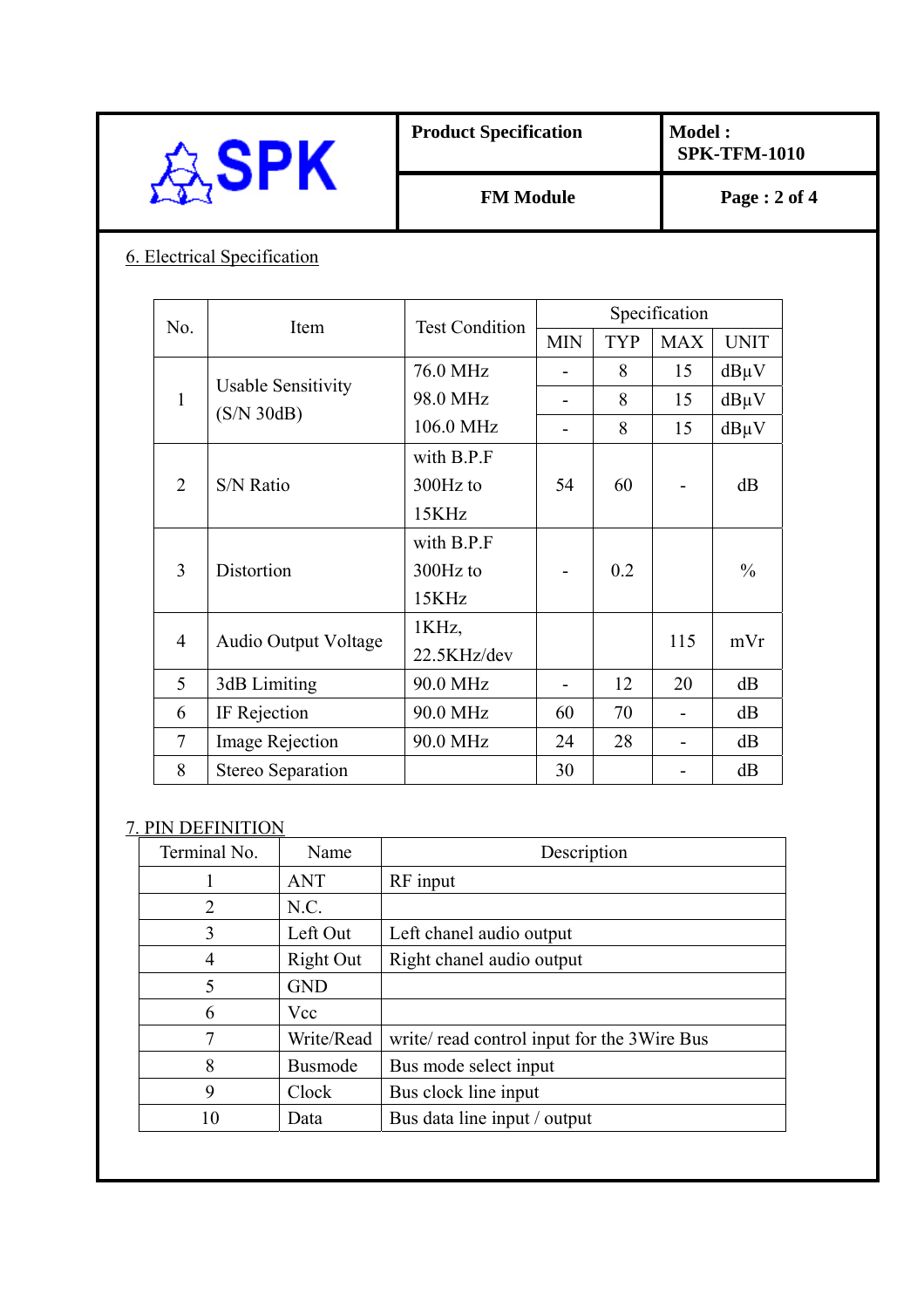## 6. Electrical Specification

| No. | Item | Test Condition | Specification | | | |
|---|---|---|---|---|---|---|
| | | | MIN | TYP | MAX | UNIT |
| 1 | Usable Sensitivity (S/N 30dB) | 76.0 MHz | - | 8 | 15 | dBμV |
| | | 98.0 MHz | - | 8 | 15 | dBμV |
| | | 106.0 MHz | - | 8 | 15 | dBμV |
| 2 | S/N Ratio | with B.P.F 300Hz to 15KHz | 54 | 60 | - | dB |
| 3 | Distortion | with B.P.F 300Hz to 15KHz | - | 0.2 | | % |
| 4 | Audio Output Voltage | 1KHz, 22.5KHz/dev | | | 115 | mVr |
| 5 | 3dB Limiting | 90.0 MHz | - | 12 | 20 | dB |
| 6 | IF Rejection | 90.0 MHz | 60 | 70 | - | dB |
| 7 | Image Rejection | 90.0 MHz | 24 | 28 | - | dB |
| 8 | Stereo Separation | | 30 | | - | dB |

## 7. PIN DEFINITION

| Terminal No. | Name | Description |
|---|---|---|
| 1 | ANT | RF input |
| 2 | N.C. | |
| 3 | Left Out | Left chanel audio output |
| 4 | Right Out | Right chanel audio output |
| 5 | GND | |
| 6 | Vcc | |
| 7 | Write/Read | write/ read control input for the 3Wire Bus |
| 8 | Busmode | Bus mode select input |
| 9 | Clock | Bus clock line input |
| 10 | Data | Bus data line input / output |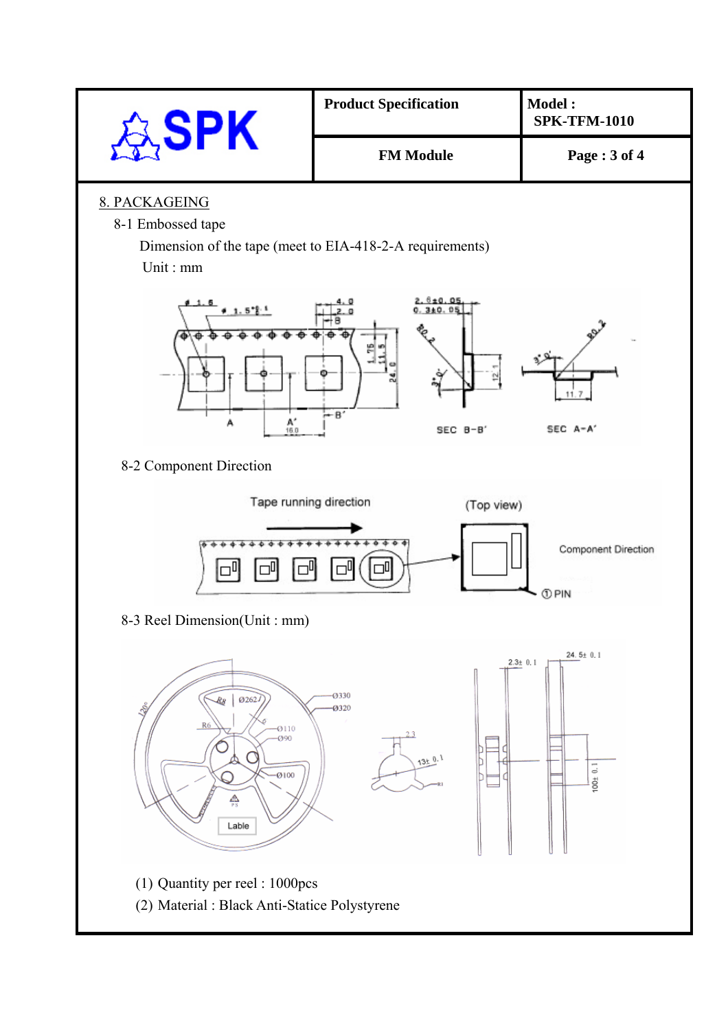## 8. PACKAGEING

### 8-1 Embossed tape

Dimension of the tape (meet to EIA-418-2-A requirements)

Unit : mm

### 8-2 Component Direction

### 8-3 Reel Dimension(Unit : mm)

(1) Quantity per reel : 1000pcs

(2) Material : Black Anti-Statice Polystyrene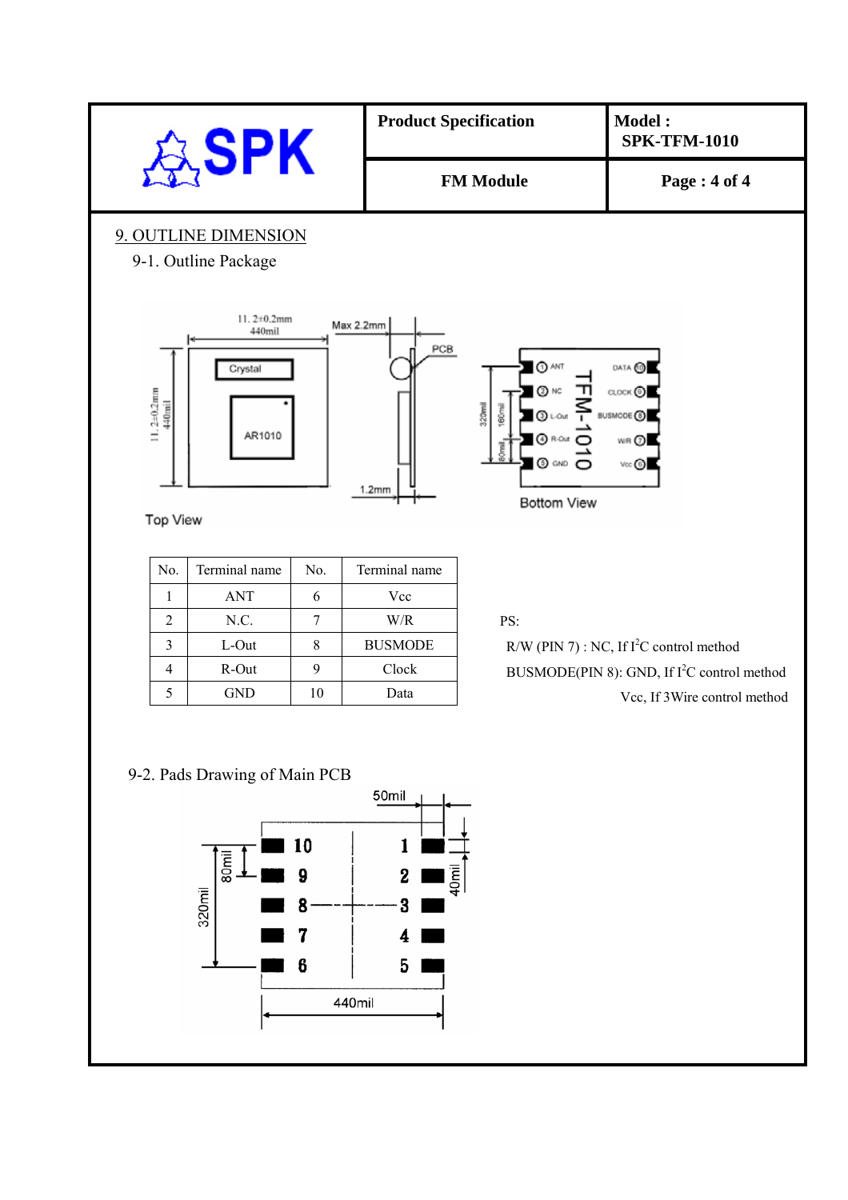## 9. OUTLINE DIMENSION

### 9-1. Outline Package

11. 2±0.2mm
440mil

Max 2.2mm

PCB

Crystal

AR1010

11.2±0.2mm
440mil

1.2mm

Top View

320mil
160mil
80mil

ANT
NC
L-Out
R-Out
GND

TFM-1010

DATA
CLOCK
BUSMODE
W/R
Vcc

Bottom View

| No. | Terminal name | No. | Terminal name |
|---|---|---|---|
| 1 | ANT | 6 | Vcc |
| 2 | N.C. | 7 | W/R |
| 3 | L-Out | 8 | BUSMODE |
| 4 | R-Out | 9 | Clock |
| 5 | GND | 10 | Data |

PS:

R/W (PIN 7) : NC, If I$^2$C control method

BUSMODE(PIN 8): GND, If I$^2$C control method

Vcc, If 3Wire control method

### 9-2. Pads Drawing of Main PCB

50mil

80mil

40mil

320mil

10 9 8 7 6

1 2 3 4 5

440mil